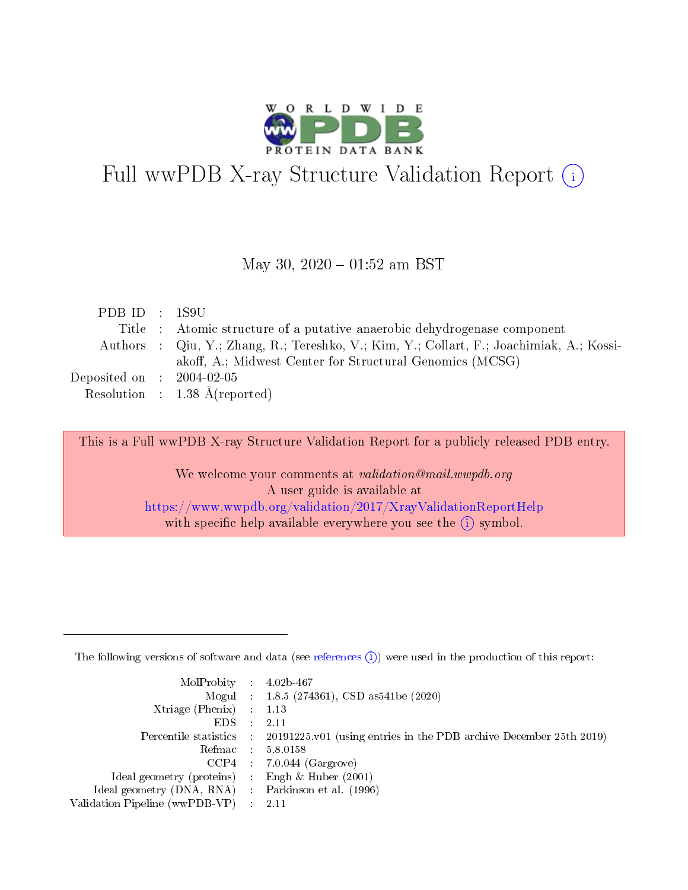# Full wwPDB X-ray Structure Validation Report (i)

May 30, 2020 – 01:52 am BST

| | | |
|---|---|---|
| PDB ID | : | 1S9U |
| Title | : | Atomic structure of a putative anaerobic dehydrogenase component |
| Authors | : | Qiu, Y.; Zhang, R.; Tereshko, V.; Kim, Y.; Collart, F.; Joachimiak, A.; Kossiakoff, A.; Midwest Center for Structural Genomics (MCSG) |
| Deposited on | : | 2004-02-05 |
| Resolution | : | 1.38 Å(reported) |

This is a Full wwPDB X-ray Structure Validation Report for a publicly released PDB entry.

We welcome your comments at *validation@mail.wwpdb.org*
A user guide is available at
https://www.wwpdb.org/validation/2017/XrayValidationReportHelp
with specific help available everywhere you see the (i) symbol.

---

The following versions of software and data (see references (i)) were used in the production of this report:

| | | |
|---|---|---|
| MolProbity | : | 4.02b-467 |
| Mogul | : | 1.8.5 (274361), CSD as541be (2020) |
| Xtriage (Phenix) | : | 1.13 |
| EDS | : | 2.11 |
| Percentile statistics | : | 20191225.v01 (using entries in the PDB archive December 25th 2019) |
| Refmac | : | 5.8.0158 |
| CCP4 | : | 7.0.044 (Gargrove) |
| Ideal geometry (proteins) | : | Engh & Huber (2001) |
| Ideal geometry (DNA, RNA) | : | Parkinson et al. (1996) |
| Validation Pipeline (wwPDB-VP) | : | 2.11 |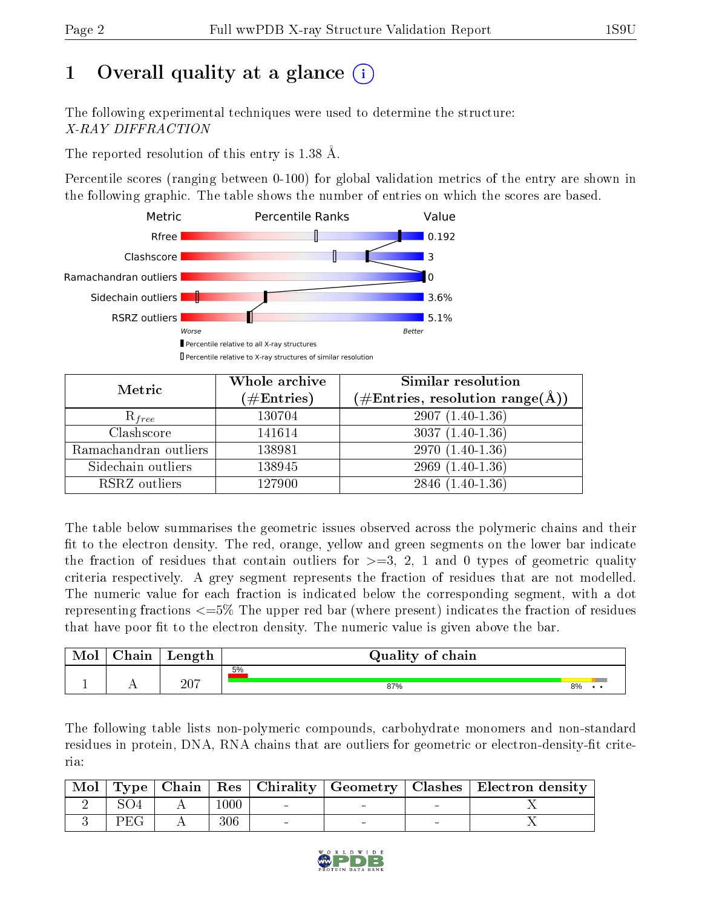# 1 Overall quality at a glance

The following experimental techniques were used to determine the structure:
*X-RAY DIFFRACTION*

The reported resolution of this entry is 1.38 Å.

Percentile scores (ranging between 0-100) for global validation metrics of the entry are shown in the following graphic. The table shows the number of entries on which the scores are based.

| Metric | Value |
|---|---|
| Rfree | 0.192 |
| Clashscore | 3 |
| Ramachandran outliers | 0 |
| Sidechain outliers | 3.6% |
| RSRZ outliers | 5.1% |

Worse — Better

▮ Percentile relative to all X-ray structures
▯ Percentile relative to X-ray structures of similar resolution

| Metric | Whole archive (#Entries) | Similar resolution (#Entries, resolution range(Å)) |
|---|---|---|
| $R_{free}$ | 130704 | 2907 (1.40-1.36) |
| Clashscore | 141614 | 3037 (1.40-1.36) |
| Ramachandran outliers | 138981 | 2970 (1.40-1.36) |
| Sidechain outliers | 138945 | 2969 (1.40-1.36) |
| RSRZ outliers | 127900 | 2846 (1.40-1.36) |

The table below summarises the geometric issues observed across the polymeric chains and their fit to the electron density. The red, orange, yellow and green segments on the lower bar indicate the fraction of residues that contain outliers for >=3, 2, 1 and 0 types of geometric quality criteria respectively. A grey segment represents the fraction of residues that are not modelled. The numeric value for each fraction is indicated below the corresponding segment, with a dot representing fractions <=5% The upper red bar (where present) indicates the fraction of residues that have poor fit to the electron density. The numeric value is given above the bar.

| Mol | Chain | Length | Quality of chain |
|---|---|---|---|
| 1 | A | 207 | 5% / 87% / 8% • • |

The following table lists non-polymeric compounds, carbohydrate monomers and non-standard residues in protein, DNA, RNA chains that are outliers for geometric or electron-density-fit criteria:

| Mol | Type | Chain | Res | Chirality | Geometry | Clashes | Electron density |
|---|---|---|---|---|---|---|---|
| 2 | SO4 | A | 1000 | - | - | - | X |
| 3 | PEG | A | 306 | - | - | - | X |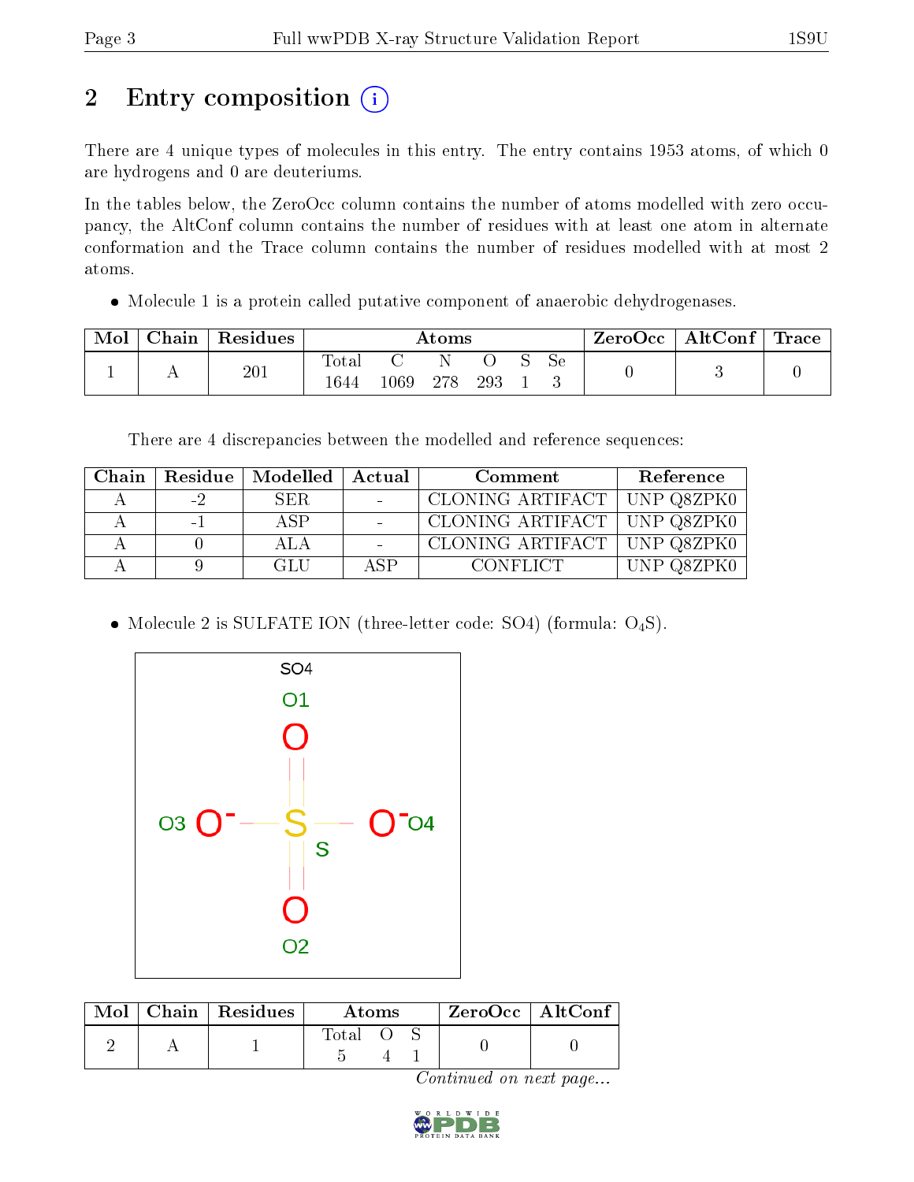# 2 Entry composition

There are 4 unique types of molecules in this entry. The entry contains 1953 atoms, of which 0 are hydrogens and 0 are deuteriums.

In the tables below, the ZeroOcc column contains the number of atoms modelled with zero occupancy, the AltConf column contains the number of residues with at least one atom in alternate conformation and the Trace column contains the number of residues modelled with at most 2 atoms.

- Molecule 1 is a protein called putative component of anaerobic dehydrogenases.

| Mol | Chain | Residues | Atoms | | | | | | ZeroOcc | AltConf | Trace |
|---|---|---|---|---|---|---|---|---|---|---|---|
| | | | Total | C | N | O | S | Se | | | |
| 1 | A | 201 | 1644 | 1069 | 278 | 293 | 1 | 3 | 0 | 3 | 0 |

There are 4 discrepancies between the modelled and reference sequences:

| Chain | Residue | Modelled | Actual | Comment | Reference |
|---|---|---|---|---|---|
| A | -2 | SER | - | CLONING ARTIFACT | UNP Q8ZPK0 |
| A | -1 | ASP | - | CLONING ARTIFACT | UNP Q8ZPK0 |
| A | 0 | ALA | - | CLONING ARTIFACT | UNP Q8ZPK0 |
| A | 9 | GLU | ASP | CONFLICT | UNP Q8ZPK0 |

- Molecule 2 is SULFATE ION (three-letter code: SO4) (formula: $O_4S$).

| Mol | Chain | Residues | Atoms | | | ZeroOcc | AltConf |
|---|---|---|---|---|---|---|---|
| | | | Total | O | S | | |
| 2 | A | 1 | 5 | 4 | 1 | 0 | 0 |

*Continued on next page...*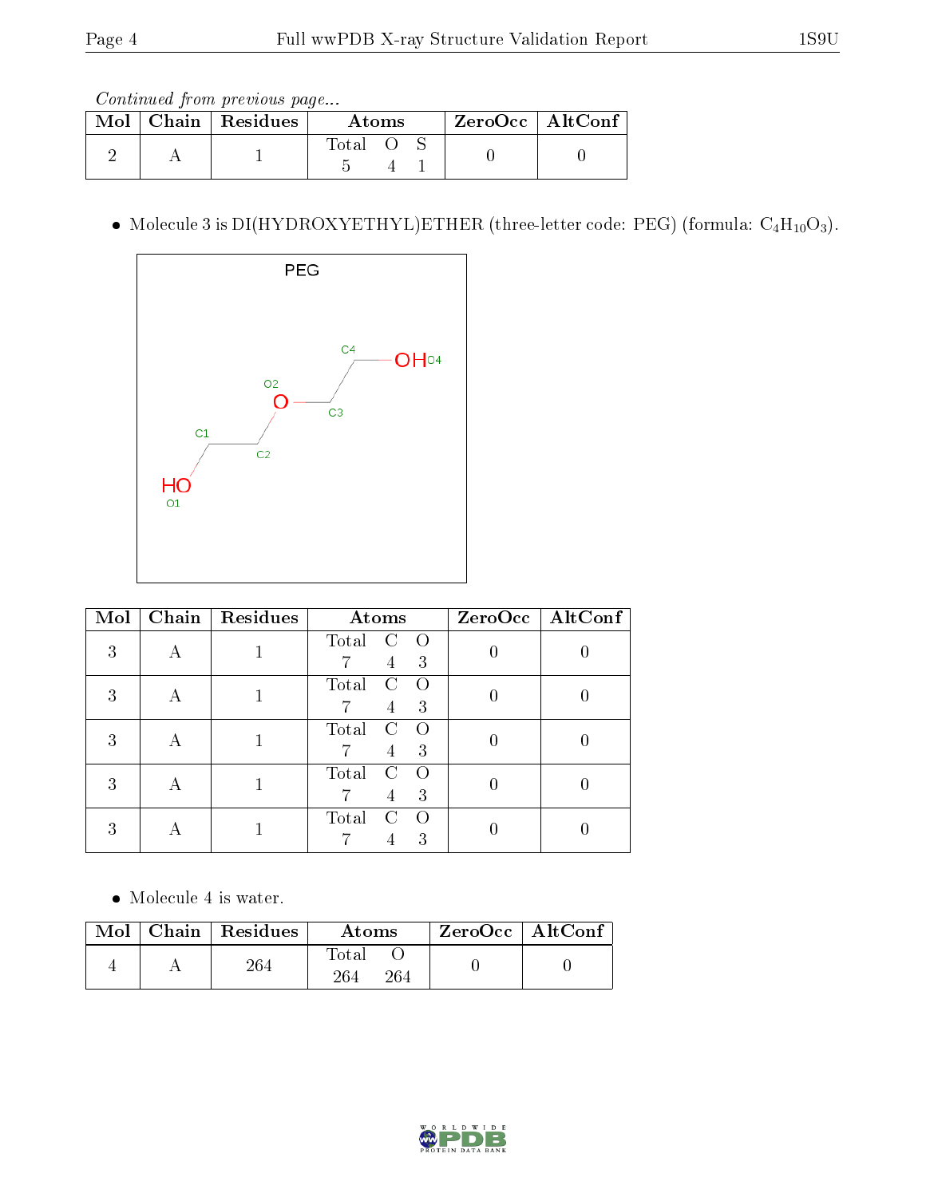*Continued from previous page...*

| Mol | Chain | Residues | Atoms | | | ZeroOcc | AltConf |
|---|---|---|---|---|---|---|---|
| | | | Total | O | S | | |
| 2 | A | 1 | 5 | 4 | 1 | 0 | 0 |

- Molecule 3 is DI(HYDROXYETHYL)ETHER (three-letter code: PEG) (formula: $C_4H_{10}O_3$).

| Mol | Chain | Residues | Atoms | | | ZeroOcc | AltConf |
|---|---|---|---|---|---|---|---|
| | | | Total | C | O | | |
| 3 | A | 1 | 7 | 4 | 3 | 0 | 0 |
| 3 | A | 1 | 7 | 4 | 3 | 0 | 0 |
| 3 | A | 1 | 7 | 4 | 3 | 0 | 0 |
| 3 | A | 1 | 7 | 4 | 3 | 0 | 0 |
| 3 | A | 1 | 7 | 4 | 3 | 0 | 0 |

- Molecule 4 is water.

| Mol | Chain | Residues | Atoms | | ZeroOcc | AltConf |
|---|---|---|---|---|---|---|
| | | | Total | O | | |
| 4 | A | 264 | 264 | 264 | 0 | 0 |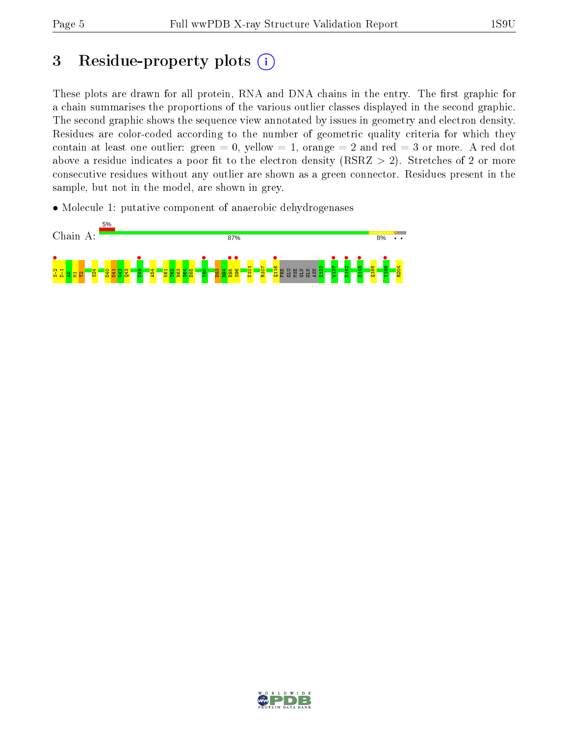# 3 Residue-property plots

These plots are drawn for all protein, RNA and DNA chains in the entry. The first graphic for a chain summarises the proportions of the various outlier classes displayed in the second graphic. The second graphic shows the sequence view annotated by issues in geometry and electron density. Residues are color-coded according to the number of geometric quality criteria for which they contain at least one outlier: green = 0, yellow = 1, orange = 2 and red = 3 or more. A red dot above a residue indicates a poor fit to the electron density (RSRZ > 2). Stretches of 2 or more consecutive residues without any outlier are shown as a green connector. Residues present in the sample, but not in the model, are shown in grey.

- Molecule 1: putative component of anaerobic dehydrogenases

Chain A: 5% | 87% | 8% • •

S-2 D-1 A0 M1 T2 S24 D40 D41 W42 Q43 D49 A54 K61 T62 H63 S64 E65 Y80 D93 R94 E95 S96 D101 R107 Q116 PHE GLU MSE GLN GLN ASN E123 W137 D142 H145 Q188 V199 R204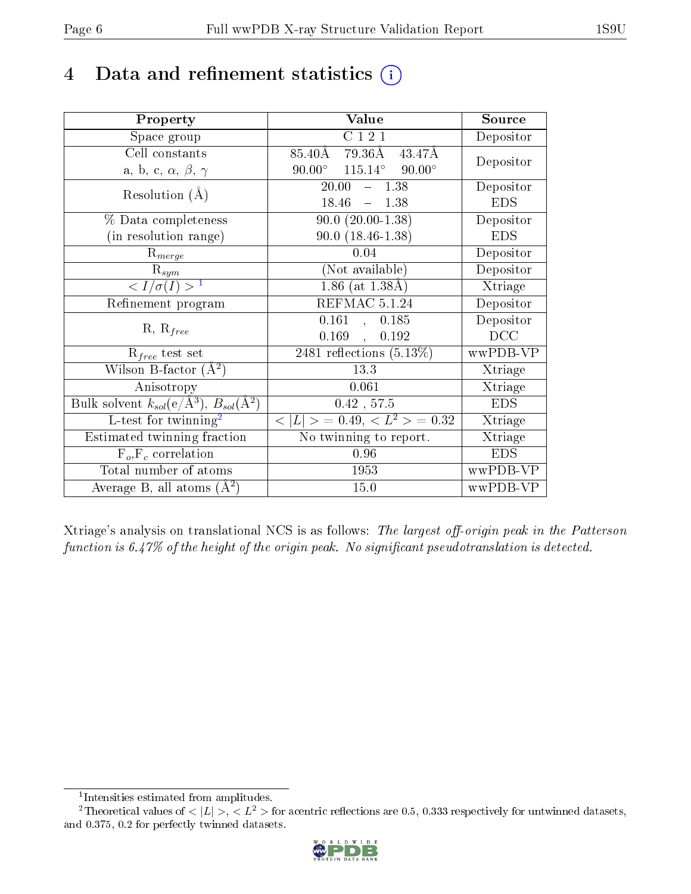# 4 Data and refinement statistics

| Property | Value | Source |
|---|---|---|
| Space group | C 1 2 1 | Depositor |
| Cell constants<br>a, b, c, $\alpha$, $\beta$, $\gamma$ | 85.40Å 79.36Å 43.47Å<br>90.00° 115.14° 90.00° | Depositor |
| Resolution (Å) | 20.00 – 1.38<br>18.46 – 1.38 | Depositor<br>EDS |
| % Data completeness<br>(in resolution range) | 90.0 (20.00-1.38)<br>90.0 (18.46-1.38) | Depositor<br>EDS |
| $R_{merge}$ | 0.04 | Depositor |
| $R_{sym}$ | (Not available) | Depositor |
| $< I/\sigma(I) >$ [1] | 1.86 (at 1.38Å) | Xtriage |
| Refinement program | REFMAC 5.1.24 | Depositor |
| R, $R_{free}$ | 0.161 , 0.185<br>0.169 , 0.192 | Depositor<br>DCC |
| $R_{free}$ test set | 2481 reflections (5.13%) | wwPDB-VP |
| Wilson B-factor (Å$^2$) | 13.3 | Xtriage |
| Anisotropy | 0.061 | Xtriage |
| Bulk solvent $k_{sol}$(e/Å$^3$), $B_{sol}$(Å$^2$) | 0.42 , 57.5 | EDS |
| L-test for twinning[2] | $< \|L\| >$ = 0.49, $< L^2 >$ = 0.32 | Xtriage |
| Estimated twinning fraction | No twinning to report. | Xtriage |
| $F_o$,$F_c$ correlation | 0.96 | EDS |
| Total number of atoms | 1953 | wwPDB-VP |
| Average B, all atoms (Å$^2$) | 15.0 | wwPDB-VP |

Xtriage's analysis on translational NCS is as follows: *The largest off-origin peak in the Patterson function is 6.47% of the height of the origin peak. No significant pseudotranslation is detected.*

[1] Intensities estimated from amplitudes.
[2] Theoretical values of $< |L| >$, $< L^2 >$ for acentric reflections are 0.5, 0.333 respectively for untwinned datasets, and 0.375, 0.2 for perfectly twinned datasets.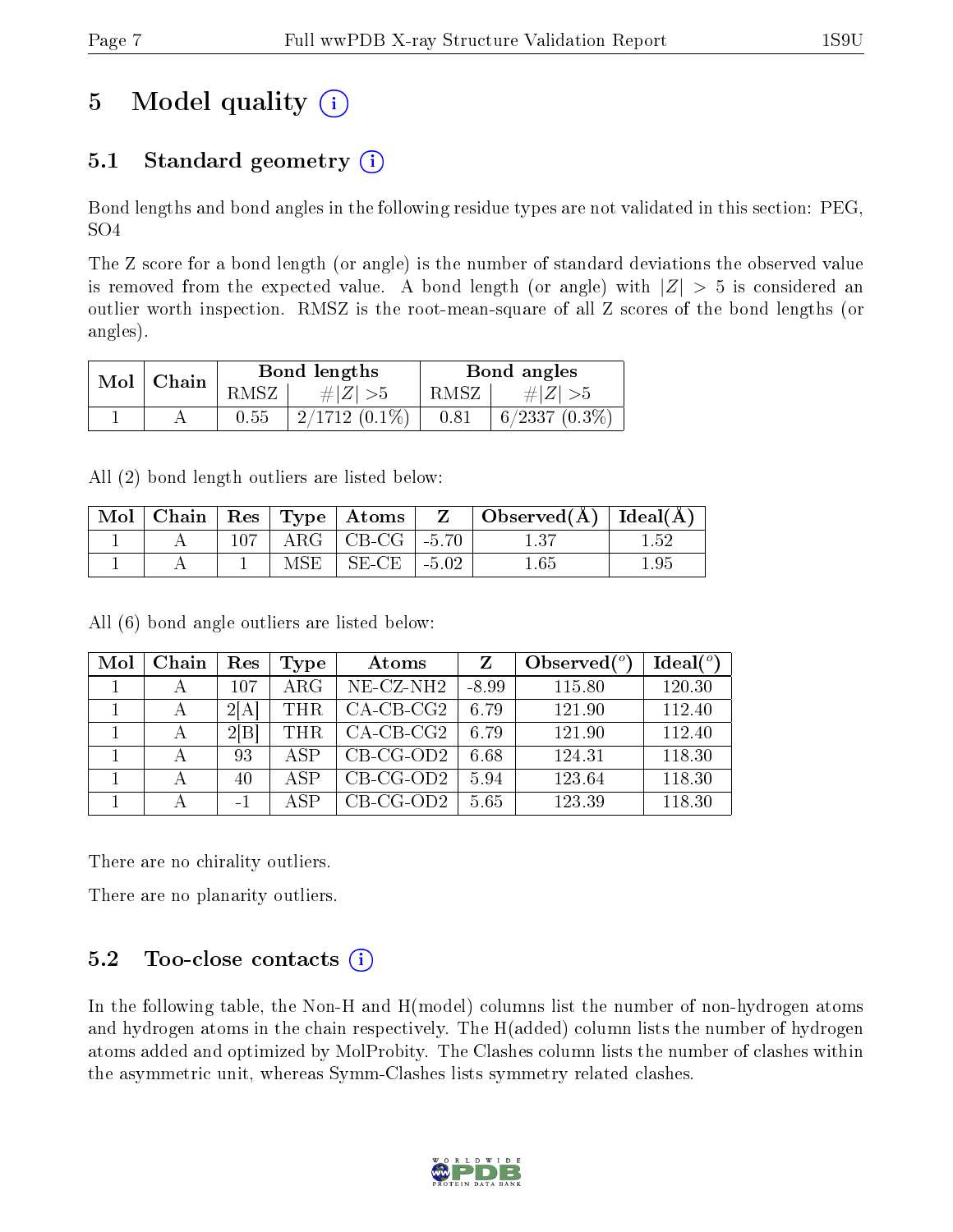# 5 Model quality

## 5.1 Standard geometry

Bond lengths and bond angles in the following residue types are not validated in this section: PEG, SO4

The Z score for a bond length (or angle) is the number of standard deviations the observed value is removed from the expected value. A bond length (or angle) with $|Z| > 5$ is considered an outlier worth inspection. RMSZ is the root-mean-square of all Z scores of the bond lengths (or angles).

| Mol | Chain | Bond lengths | | Bond angles | |
|---|---|---|---|---|---|
| | | RMSZ | #$\|Z\|$ >5 | RMSZ | #$\|Z\|$ >5 |
| 1 | A | 0.55 | 2/1712 (0.1%) | 0.81 | 6/2337 (0.3%) |

All (2) bond length outliers are listed below:

| Mol | Chain | Res | Type | Atoms | Z | Observed(Å) | Ideal(Å) |
|---|---|---|---|---|---|---|---|
| 1 | A | 107 | ARG | CB-CG | -5.70 | 1.37 | 1.52 |
| 1 | A | 1 | MSE | SE-CE | -5.02 | 1.65 | 1.95 |

All (6) bond angle outliers are listed below:

| Mol | Chain | Res | Type | Atoms | Z | Observed($^o$) | Ideal($^o$) |
|---|---|---|---|---|---|---|---|
| 1 | A | 107 | ARG | NE-CZ-NH2 | -8.99 | 115.80 | 120.30 |
| 1 | A | 2[A] | THR | CA-CB-CG2 | 6.79 | 121.90 | 112.40 |
| 1 | A | 2[B] | THR | CA-CB-CG2 | 6.79 | 121.90 | 112.40 |
| 1 | A | 93 | ASP | CB-CG-OD2 | 6.68 | 124.31 | 118.30 |
| 1 | A | 40 | ASP | CB-CG-OD2 | 5.94 | 123.64 | 118.30 |
| 1 | A | -1 | ASP | CB-CG-OD2 | 5.65 | 123.39 | 118.30 |

There are no chirality outliers.

There are no planarity outliers.

## 5.2 Too-close contacts

In the following table, the Non-H and H(model) columns list the number of non-hydrogen atoms and hydrogen atoms in the chain respectively. The H(added) column lists the number of hydrogen atoms added and optimized by MolProbity. The Clashes column lists the number of clashes within the asymmetric unit, whereas Symm-Clashes lists symmetry related clashes.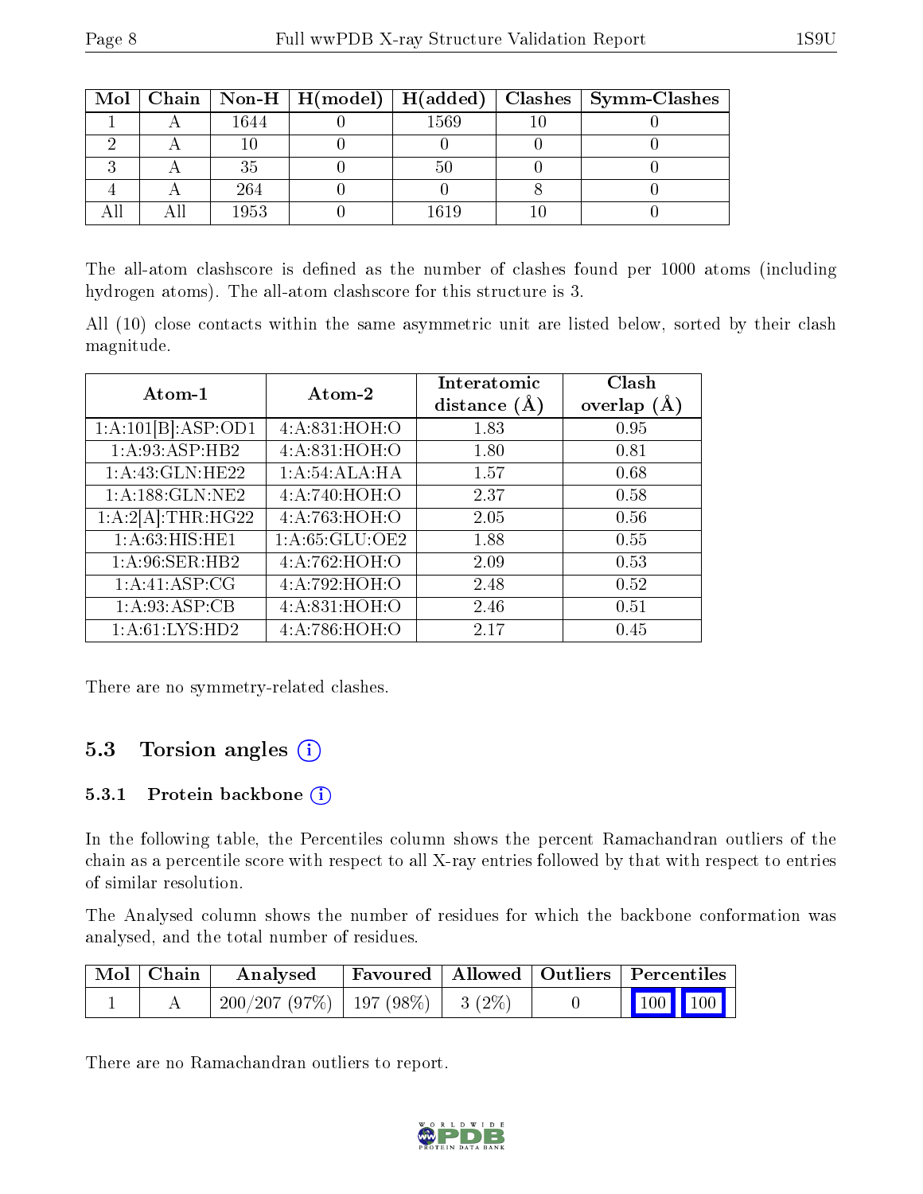| Mol | Chain | Non-H | H(model) | H(added) | Clashes | Symm-Clashes |
|---|---|---|---|---|---|---|
| 1 | A | 1644 | 0 | 1569 | 10 | 0 |
| 2 | A | 10 | 0 | 0 | 0 | 0 |
| 3 | A | 35 | 0 | 50 | 0 | 0 |
| 4 | A | 264 | 0 | 0 | 8 | 0 |
| All | All | 1953 | 0 | 1619 | 10 | 0 |

The all-atom clashscore is defined as the number of clashes found per 1000 atoms (including hydrogen atoms). The all-atom clashscore for this structure is 3.

All (10) close contacts within the same asymmetric unit are listed below, sorted by their clash magnitude.

| Atom-1 | Atom-2 | Interatomic distance (Å) | Clash overlap (Å) |
|---|---|---|---|
| 1:A:101[B]:ASP:OD1 | 4:A:831:HOH:O | 1.83 | 0.95 |
| 1:A:93:ASP:HB2 | 4:A:831:HOH:O | 1.80 | 0.81 |
| 1:A:43:GLN:HE22 | 1:A:54:ALA:HA | 1.57 | 0.68 |
| 1:A:188:GLN:NE2 | 4:A:740:HOH:O | 2.37 | 0.58 |
| 1:A:2[A]:THR:HG22 | 4:A:763:HOH:O | 2.05 | 0.56 |
| 1:A:63:HIS:HE1 | 1:A:65:GLU:OE2 | 1.88 | 0.55 |
| 1:A:96:SER:HB2 | 4:A:762:HOH:O | 2.09 | 0.53 |
| 1:A:41:ASP:CG | 4:A:792:HOH:O | 2.48 | 0.52 |
| 1:A:93:ASP:CB | 4:A:831:HOH:O | 2.46 | 0.51 |
| 1:A:61:LYS:HD2 | 4:A:786:HOH:O | 2.17 | 0.45 |

There are no symmetry-related clashes.

### 5.3 Torsion angles

#### 5.3.1 Protein backbone

In the following table, the Percentiles column shows the percent Ramachandran outliers of the chain as a percentile score with respect to all X-ray entries followed by that with respect to entries of similar resolution.

The Analysed column shows the number of residues for which the backbone conformation was analysed, and the total number of residues.

| Mol | Chain | Analysed | Favoured | Allowed | Outliers | Percentiles | |
|---|---|---|---|---|---|---|---|
| 1 | A | 200/207 (97%) | 197 (98%) | 3 (2%) | 0 | 100 | 100 |

There are no Ramachandran outliers to report.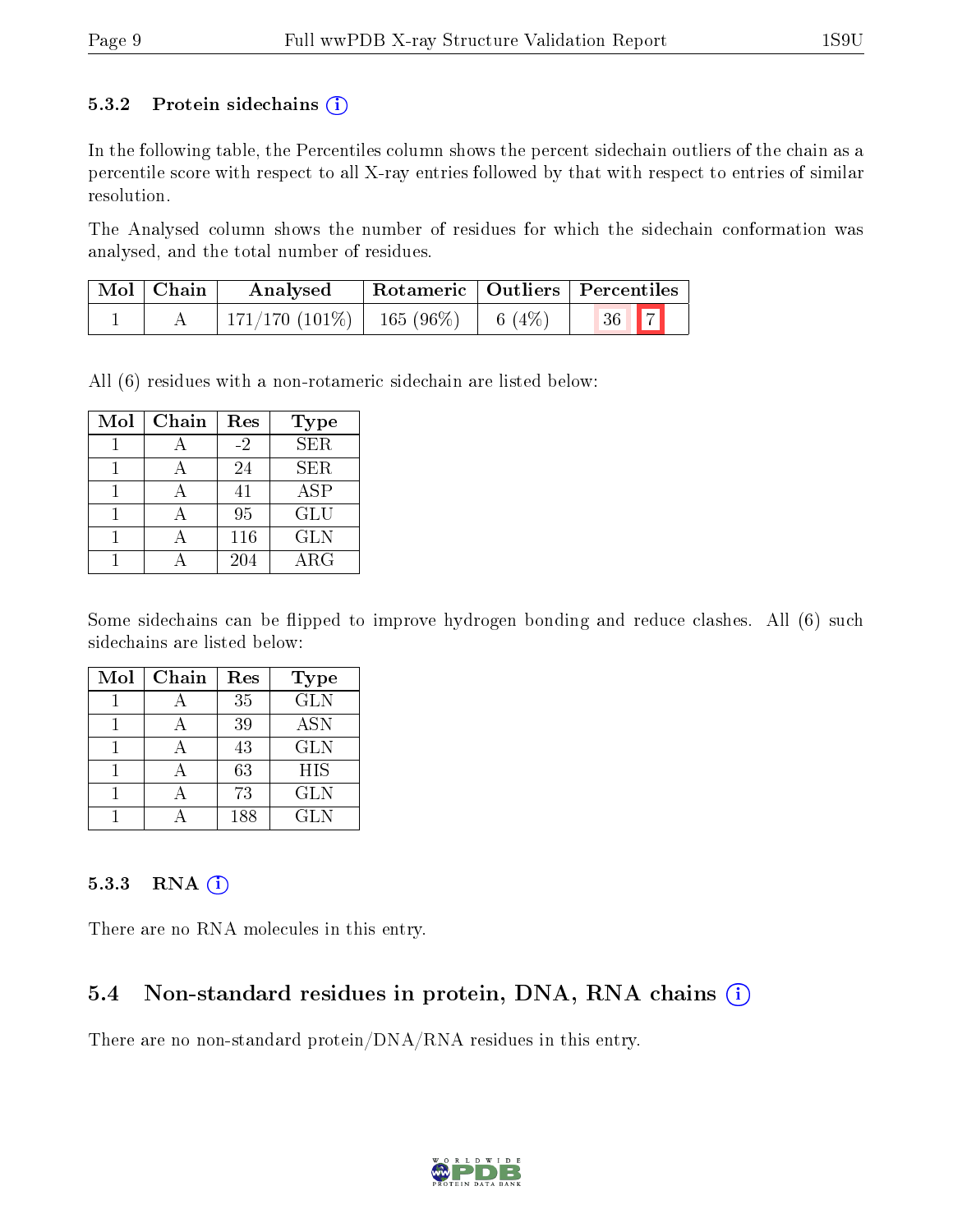### 5.3.2 Protein sidechains

In the following table, the Percentiles column shows the percent sidechain outliers of the chain as a percentile score with respect to all X-ray entries followed by that with respect to entries of similar resolution.

The Analysed column shows the number of residues for which the sidechain conformation was analysed, and the total number of residues.

| Mol | Chain | Analysed | Rotameric | Outliers | Percentiles | |
|---|---|---|---|---|---|---|
| 1 | A | 171/170 (101%) | 165 (96%) | 6 (4%) | 36 | 7 |

All (6) residues with a non-rotameric sidechain are listed below:

| Mol | Chain | Res | Type |
|---|---|---|---|
| 1 | A | -2 | SER |
| 1 | A | 24 | SER |
| 1 | A | 41 | ASP |
| 1 | A | 95 | GLU |
| 1 | A | 116 | GLN |
| 1 | A | 204 | ARG |

Some sidechains can be flipped to improve hydrogen bonding and reduce clashes. All (6) such sidechains are listed below:

| Mol | Chain | Res | Type |
|---|---|---|---|
| 1 | A | 35 | GLN |
| 1 | A | 39 | ASN |
| 1 | A | 43 | GLN |
| 1 | A | 63 | HIS |
| 1 | A | 73 | GLN |
| 1 | A | 188 | GLN |

### 5.3.3 RNA

There are no RNA molecules in this entry.

## 5.4 Non-standard residues in protein, DNA, RNA chains

There are no non-standard protein/DNA/RNA residues in this entry.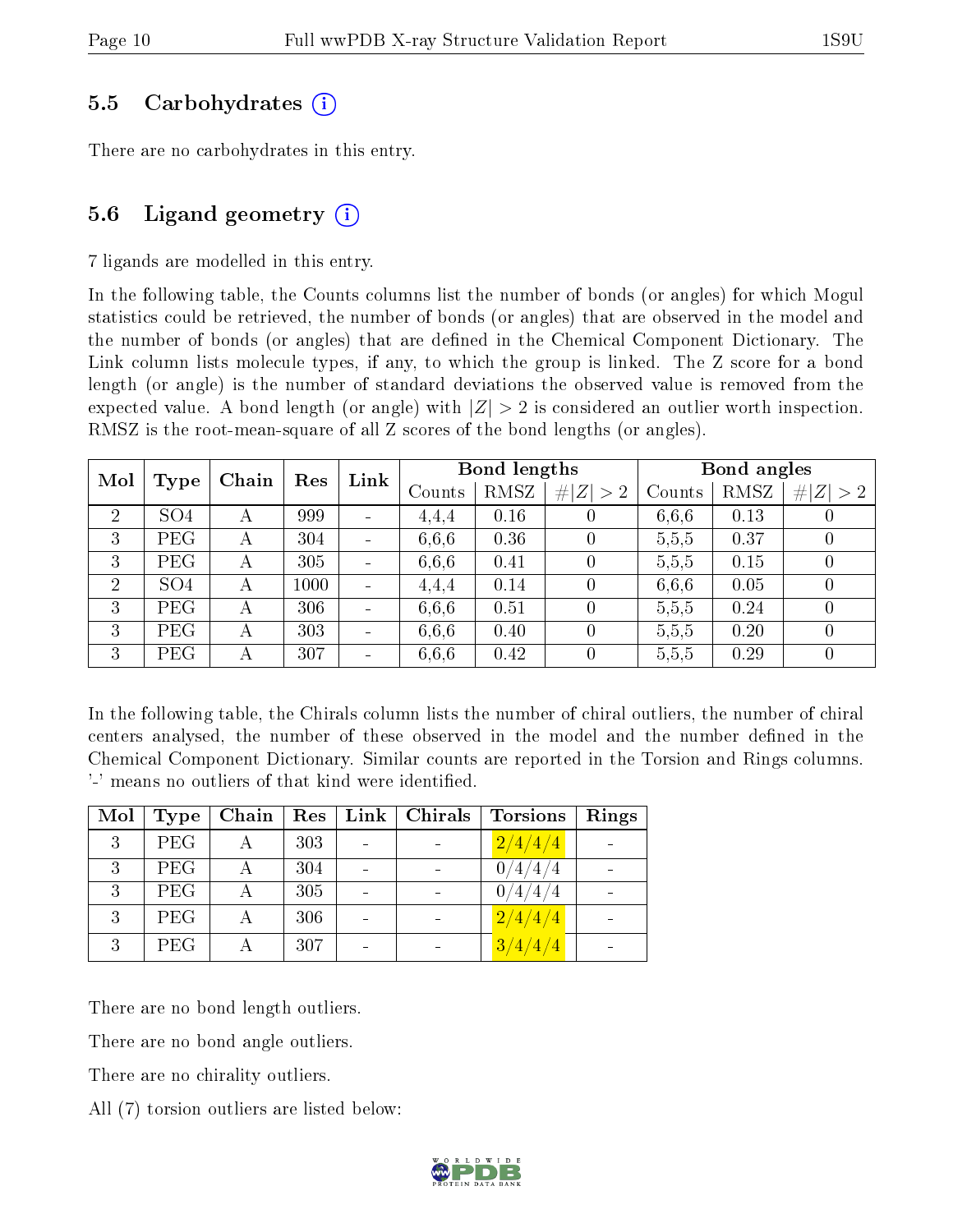### 5.5 Carbohydrates (i)

There are no carbohydrates in this entry.

### 5.6 Ligand geometry (i)

7 ligands are modelled in this entry.

In the following table, the Counts columns list the number of bonds (or angles) for which Mogul statistics could be retrieved, the number of bonds (or angles) that are observed in the model and the number of bonds (or angles) that are defined in the Chemical Component Dictionary. The Link column lists molecule types, if any, to which the group is linked. The Z score for a bond length (or angle) is the number of standard deviations the observed value is removed from the expected value. A bond length (or angle) with $|Z| > 2$ is considered an outlier worth inspection. RMSZ is the root-mean-square of all Z scores of the bond lengths (or angles).

| Mol | Type | Chain | Res | Link | Bond lengths | | | Bond angles | | |
|---|---|---|---|---|---|---|---|---|---|---|
| | | | | | Counts | RMSZ | $\#\|Z\|>2$ | Counts | RMSZ | $\#\|Z\|>2$ |
| 2 | SO4 | A | 999 | - | 4,4,4 | 0.16 | 0 | 6,6,6 | 0.13 | 0 |
| 3 | PEG | A | 304 | - | 6,6,6 | 0.36 | 0 | 5,5,5 | 0.37 | 0 |
| 3 | PEG | A | 305 | - | 6,6,6 | 0.41 | 0 | 5,5,5 | 0.15 | 0 |
| 2 | SO4 | A | 1000 | - | 4,4,4 | 0.14 | 0 | 6,6,6 | 0.05 | 0 |
| 3 | PEG | A | 306 | - | 6,6,6 | 0.51 | 0 | 5,5,5 | 0.24 | 0 |
| 3 | PEG | A | 303 | - | 6,6,6 | 0.40 | 0 | 5,5,5 | 0.20 | 0 |
| 3 | PEG | A | 307 | - | 6,6,6 | 0.42 | 0 | 5,5,5 | 0.29 | 0 |

In the following table, the Chirals column lists the number of chiral outliers, the number of chiral centers analysed, the number of these observed in the model and the number defined in the Chemical Component Dictionary. Similar counts are reported in the Torsion and Rings columns. '-' means no outliers of that kind were identified.

| Mol | Type | Chain | Res | Link | Chirals | Torsions | Rings |
|---|---|---|---|---|---|---|---|
| 3 | PEG | A | 303 | - | - | 2/4/4/4 | - |
| 3 | PEG | A | 304 | - | - | 0/4/4/4 | - |
| 3 | PEG | A | 305 | - | - | 0/4/4/4 | - |
| 3 | PEG | A | 306 | - | - | 2/4/4/4 | - |
| 3 | PEG | A | 307 | - | - | 3/4/4/4 | - |

There are no bond length outliers.

There are no bond angle outliers.

There are no chirality outliers.

All (7) torsion outliers are listed below: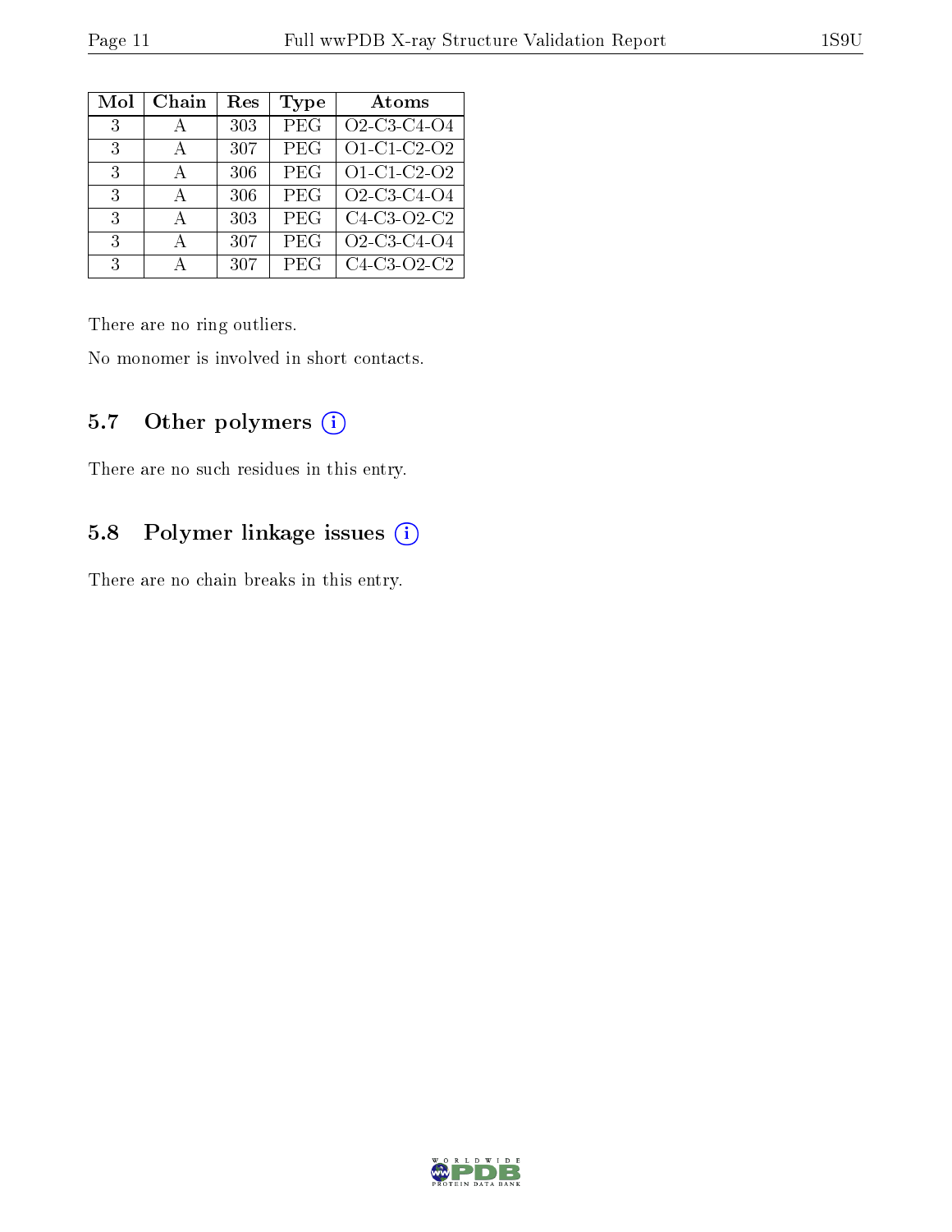| Mol | Chain | Res | Type | Atoms |
|---|---|---|---|---|
| 3 | A | 303 | PEG | O2-C3-C4-O4 |
| 3 | A | 307 | PEG | O1-C1-C2-O2 |
| 3 | A | 306 | PEG | O1-C1-C2-O2 |
| 3 | A | 306 | PEG | O2-C3-C4-O4 |
| 3 | A | 303 | PEG | C4-C3-O2-C2 |
| 3 | A | 307 | PEG | O2-C3-C4-O4 |
| 3 | A | 307 | PEG | C4-C3-O2-C2 |

There are no ring outliers.

No monomer is involved in short contacts.

### 5.7 Other polymers (i)

There are no such residues in this entry.

### 5.8 Polymer linkage issues (i)

There are no chain breaks in this entry.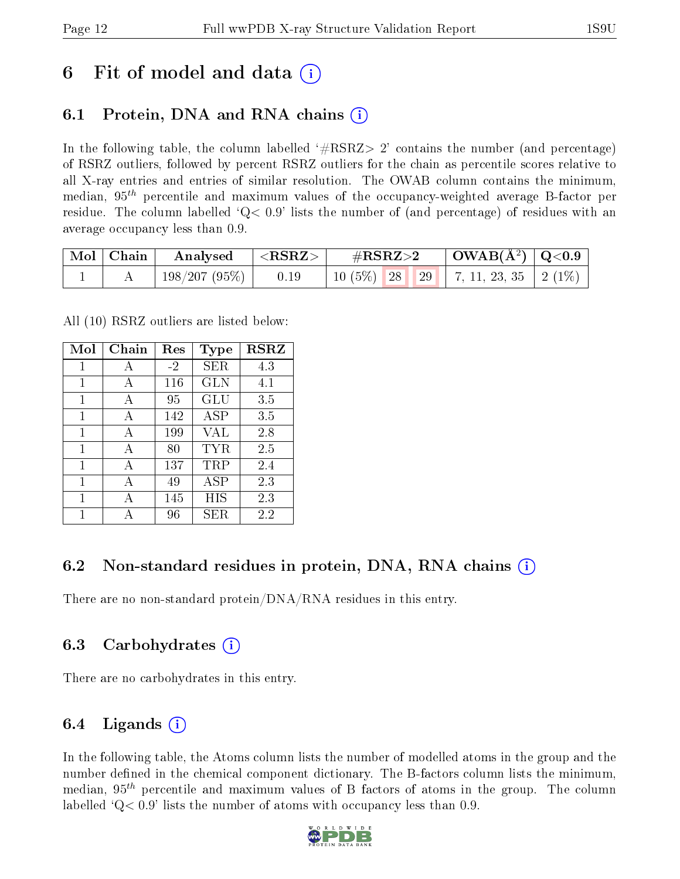# 6 Fit of model and data

## 6.1 Protein, DNA and RNA chains

In the following table, the column labelled '#RSRZ> 2' contains the number (and percentage) of RSRZ outliers, followed by percent RSRZ outliers for the chain as percentile scores relative to all X-ray entries and entries of similar resolution. The OWAB column contains the minimum, median, $95^{th}$ percentile and maximum values of the occupancy-weighted average B-factor per residue. The column labelled 'Q< 0.9' lists the number of (and percentage) of residues with an average occupancy less than 0.9.

| Mol | Chain | Analysed | <RSRZ> | #RSRZ>2 | | | OWAB(Å$^2$) | Q<0.9 |
|---|---|---|---|---|---|---|---|---|
| 1 | A | 198/207 (95%) | 0.19 | 10 (5%) | 28 | 29 | 7, 11, 23, 35 | 2 (1%) |

All (10) RSRZ outliers are listed below:

| Mol | Chain | Res | Type | RSRZ |
|---|---|---|---|---|
| 1 | A | -2 | SER | 4.3 |
| 1 | A | 116 | GLN | 4.1 |
| 1 | A | 95 | GLU | 3.5 |
| 1 | A | 142 | ASP | 3.5 |
| 1 | A | 199 | VAL | 2.8 |
| 1 | A | 80 | TYR | 2.5 |
| 1 | A | 137 | TRP | 2.4 |
| 1 | A | 49 | ASP | 2.3 |
| 1 | A | 145 | HIS | 2.3 |
| 1 | A | 96 | SER | 2.2 |

## 6.2 Non-standard residues in protein, DNA, RNA chains

There are no non-standard protein/DNA/RNA residues in this entry.

## 6.3 Carbohydrates

There are no carbohydrates in this entry.

## 6.4 Ligands

In the following table, the Atoms column lists the number of modelled atoms in the group and the number defined in the chemical component dictionary. The B-factors column lists the minimum, median, $95^{th}$ percentile and maximum values of B factors of atoms in the group. The column labelled 'Q< 0.9' lists the number of atoms with occupancy less than 0.9.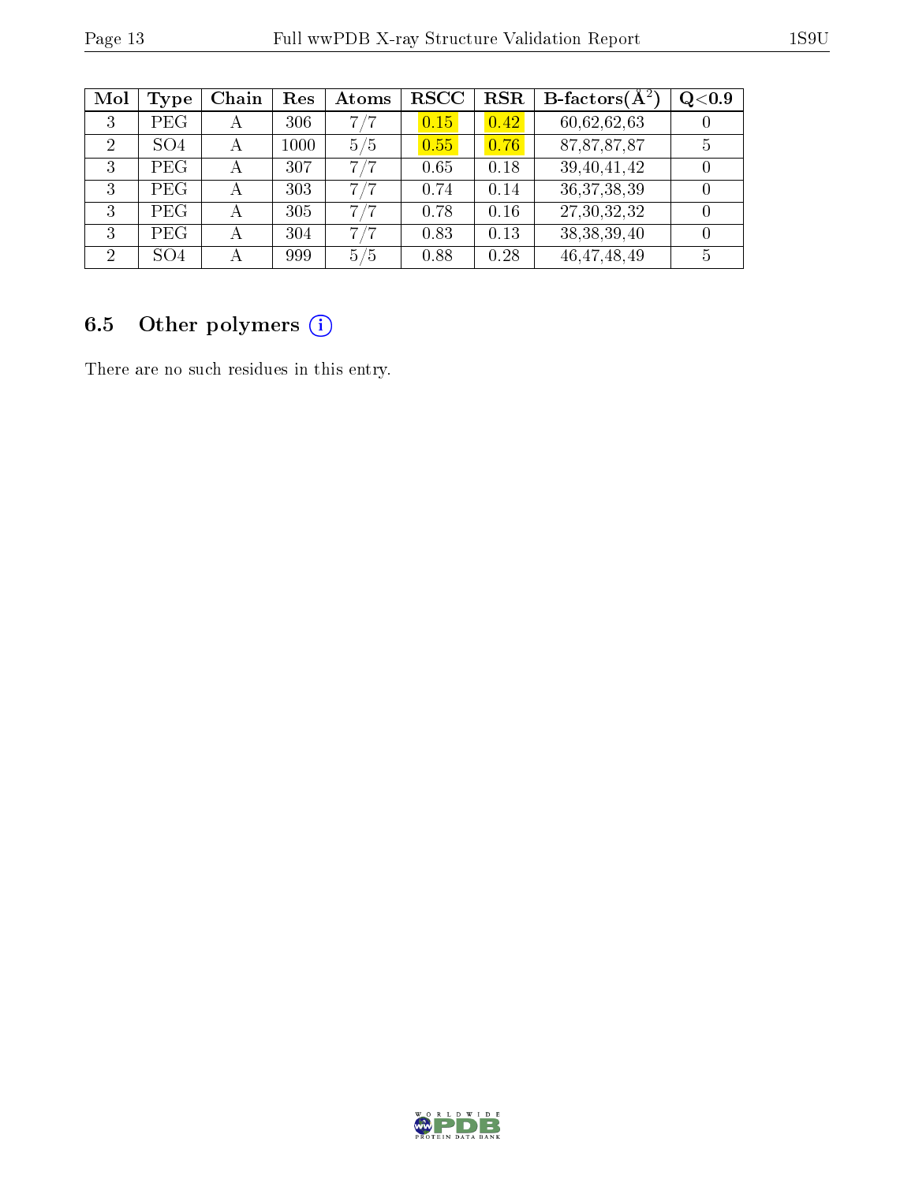| Mol | Type | Chain | Res | Atoms | RSCC | RSR | B-factors($Å^2$) | Q<0.9 |
|---|---|---|---|---|---|---|---|---|
| 3 | PEG | A | 306 | 7/7 | 0.15 | 0.42 | 60,62,62,63 | 0 |
| 2 | SO4 | A | 1000 | 5/5 | 0.55 | 0.76 | 87,87,87,87 | 5 |
| 3 | PEG | A | 307 | 7/7 | 0.65 | 0.18 | 39,40,41,42 | 0 |
| 3 | PEG | A | 303 | 7/7 | 0.74 | 0.14 | 36,37,38,39 | 0 |
| 3 | PEG | A | 305 | 7/7 | 0.78 | 0.16 | 27,30,32,32 | 0 |
| 3 | PEG | A | 304 | 7/7 | 0.83 | 0.13 | 38,38,39,40 | 0 |
| 2 | SO4 | A | 999 | 5/5 | 0.88 | 0.28 | 46,47,48,49 | 5 |

## 6.5 Other polymers

There are no such residues in this entry.